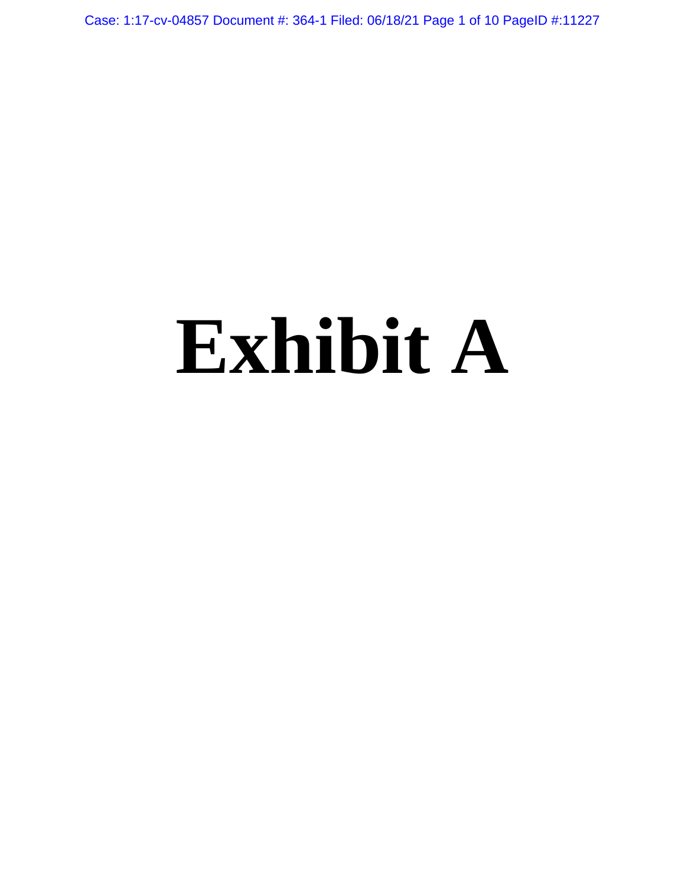# Exhibit A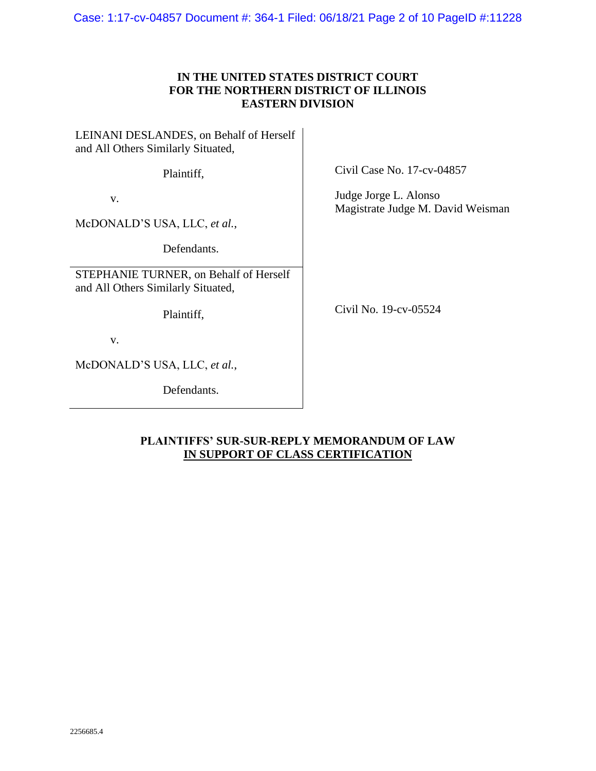**IN THE UNITED STATES DISTRICT COURT**
**FOR THE NORTHERN DISTRICT OF ILLINOIS**
**EASTERN DIVISION**

| | |
|---|---|
| LEINANI DESLANDES, on Behalf of Herself and All Others Similarly Situated,<br><br>Plaintiff,<br><br>v.<br><br>McDONALD'S USA, LLC, *et al.*,<br><br>Defendants. | Civil Case No. 17-cv-04857<br><br>Judge Jorge L. Alonso<br>Magistrate Judge M. David Weisman |
| STEPHANIE TURNER, on Behalf of Herself and All Others Similarly Situated,<br><br>Plaintiff,<br><br>v.<br><br>McDONALD'S USA, LLC, *et al.*,<br><br>Defendants. | Civil No. 19-cv-05524 |

**PLAINTIFFS' SUR-SUR-REPLY MEMORANDUM OF LAW**
**IN SUPPORT OF CLASS CERTIFICATION**

2256685.4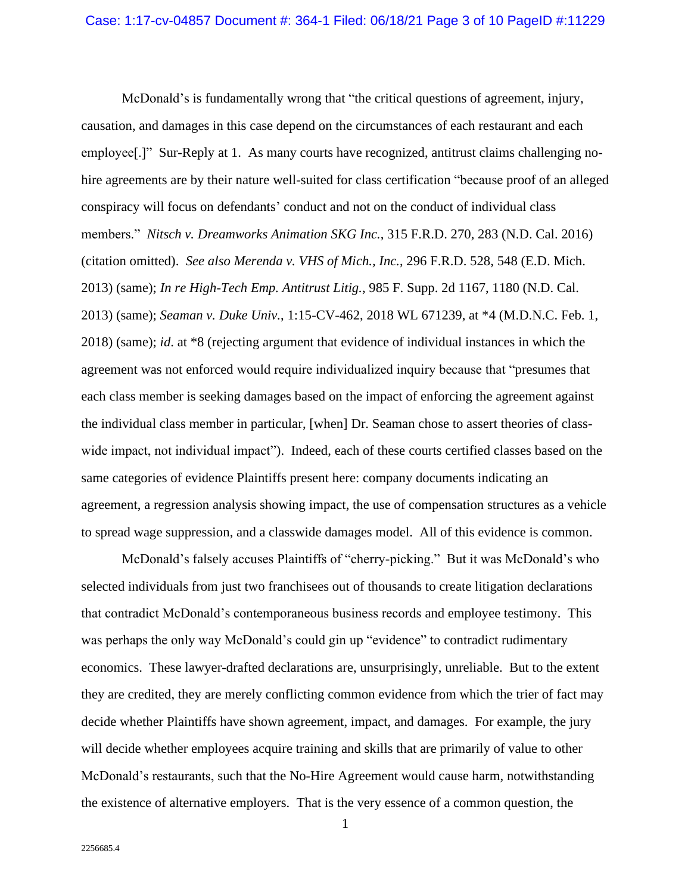McDonald's is fundamentally wrong that "the critical questions of agreement, injury, causation, and damages in this case depend on the circumstances of each restaurant and each employee[.]" Sur-Reply at 1. As many courts have recognized, antitrust claims challenging no-hire agreements are by their nature well-suited for class certification "because proof of an alleged conspiracy will focus on defendants' conduct and not on the conduct of individual class members." *Nitsch v. Dreamworks Animation SKG Inc.*, 315 F.R.D. 270, 283 (N.D. Cal. 2016) (citation omitted). *See also Merenda v. VHS of Mich., Inc.*, 296 F.R.D. 528, 548 (E.D. Mich. 2013) (same); *In re High-Tech Emp. Antitrust Litig.*, 985 F. Supp. 2d 1167, 1180 (N.D. Cal. 2013) (same); *Seaman v. Duke Univ.*, 1:15-CV-462, 2018 WL 671239, at *4 (M.D.N.C. Feb. 1, 2018) (same); *id.* at *8 (rejecting argument that evidence of individual instances in which the agreement was not enforced would require individualized inquiry because that "presumes that each class member is seeking damages based on the impact of enforcing the agreement against the individual class member in particular, [when] Dr. Seaman chose to assert theories of class-wide impact, not individual impact"). Indeed, each of these courts certified classes based on the same categories of evidence Plaintiffs present here: company documents indicating an agreement, a regression analysis showing impact, the use of compensation structures as a vehicle to spread wage suppression, and a classwide damages model. All of this evidence is common.

McDonald's falsely accuses Plaintiffs of "cherry-picking." But it was McDonald's who selected individuals from just two franchisees out of thousands to create litigation declarations that contradict McDonald's contemporaneous business records and employee testimony. This was perhaps the only way McDonald's could gin up "evidence" to contradict rudimentary economics. These lawyer-drafted declarations are, unsurprisingly, unreliable. But to the extent they are credited, they are merely conflicting common evidence from which the trier of fact may decide whether Plaintiffs have shown agreement, impact, and damages. For example, the jury will decide whether employees acquire training and skills that are primarily of value to other McDonald's restaurants, such that the No-Hire Agreement would cause harm, notwithstanding the existence of alternative employers. That is the very essence of a common question, the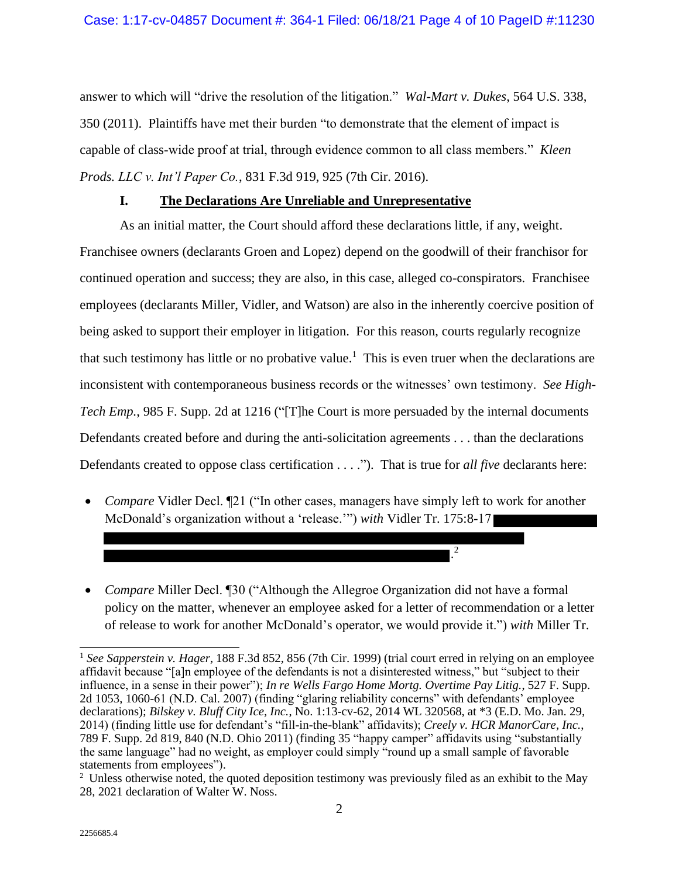answer to which will "drive the resolution of the litigation." *Wal-Mart v. Dukes*, 564 U.S. 338, 350 (2011). Plaintiffs have met their burden "to demonstrate that the element of impact is capable of class-wide proof at trial, through evidence common to all class members." *Kleen Prods. LLC v. Int'l Paper Co.*, 831 F.3d 919, 925 (7th Cir. 2016).

## I. The Declarations Are Unreliable and Unrepresentative

As an initial matter, the Court should afford these declarations little, if any, weight. Franchisee owners (declarants Groen and Lopez) depend on the goodwill of their franchisor for continued operation and success; they are also, in this case, alleged co-conspirators. Franchisee employees (declarants Miller, Vidler, and Watson) are also in the inherently coercive position of being asked to support their employer in litigation. For this reason, courts regularly recognize that such testimony has little or no probative value.[1] This is even truer when the declarations are inconsistent with contemporaneous business records or the witnesses' own testimony. *See High-Tech Emp.*, 985 F. Supp. 2d at 1216 ("[T]he Court is more persuaded by the internal documents Defendants created before and during the anti-solicitation agreements . . . than the declarations Defendants created to oppose class certification . . . ."). That is true for *all five* declarants here:

- *Compare* Vidler Decl. ¶21 ("In other cases, managers have simply left to work for another McDonald's organization without a 'release.'") *with* Vidler Tr. 175:8-17 [REDACTED].[2]
- *Compare* Miller Decl. ¶30 ("Although the Allegroe Organization did not have a formal policy on the matter, whenever an employee asked for a letter of recommendation or a letter of release to work for another McDonald's operator, we would provide it.") *with* Miller Tr.

---

[1] *See Sapperstein v. Hager*, 188 F.3d 852, 856 (7th Cir. 1999) (trial court erred in relying on an employee affidavit because "[a]n employee of the defendants is not a disinterested witness," but "subject to their influence, in a sense in their power"); *In re Wells Fargo Home Mortg. Overtime Pay Litig.*, 527 F. Supp. 2d 1053, 1060-61 (N.D. Cal. 2007) (finding "glaring reliability concerns" with defendants' employee declarations); *Bilskey v. Bluff City Ice, Inc.*, No. 1:13-cv-62, 2014 WL 320568, at *3 (E.D. Mo. Jan. 29, 2014) (finding little use for defendant's "fill-in-the-blank" affidavits); *Creely v. HCR ManorCare, Inc.*, 789 F. Supp. 2d 819, 840 (N.D. Ohio 2011) (finding 35 "happy camper" affidavits using "substantially the same language" had no weight, as employer could simply "round up a small sample of favorable statements from employees").

[2] Unless otherwise noted, the quoted deposition testimony was previously filed as an exhibit to the May 28, 2021 declaration of Walter W. Noss.

2256685.4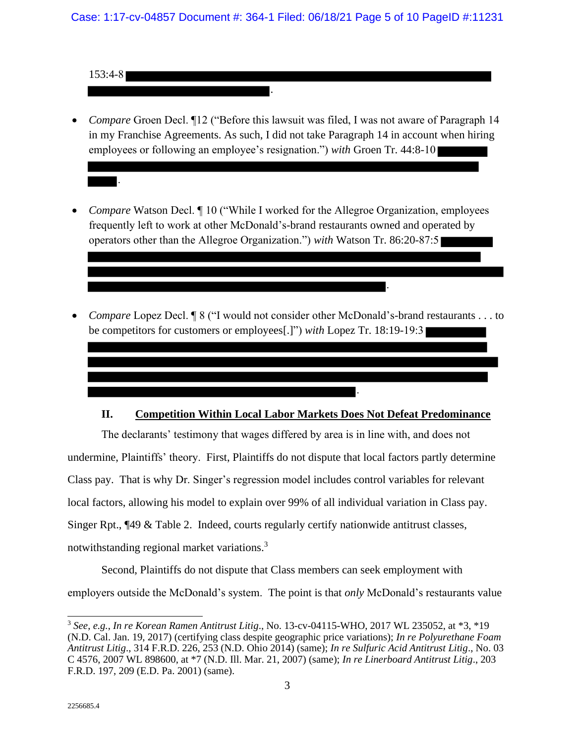153:4-8 ███████████████████████████████████████
███████████████████.

- *Compare* Groen Decl. ¶12 ("Before this lawsuit was filed, I was not aware of Paragraph 14 in my Franchise Agreements. As such, I did not take Paragraph 14 in account when hiring employees or following an employee's resignation.") *with* Groen Tr. 44:8-10 █████ ███████████████████████████████████████████ ███.

- *Compare* Watson Decl. ¶ 10 ("While I worked for the Allegroe Organization, employees frequently left to work at other McDonald's-brand restaurants owned and operated by operators other than the Allegroe Organization.") *with* Watson Tr. 86:20-87:5 █████ ███████████████████████████████████████████ ███████████████████████████████████████████ ████████████████████████████████.

- *Compare* Lopez Decl. ¶ 8 ("I would not consider other McDonald's-brand restaurants . . . to be competitors for customers or employees[.]") *with* Lopez Tr. 18:19-19:3 ██████ ███████████████████████████████████████████ ███████████████████████████████████████████ ███████████████████████████████████████████ █████████████████████████████.

## II. Competition Within Local Labor Markets Does Not Defeat Predominance

The declarants' testimony that wages differed by area is in line with, and does not undermine, Plaintiffs' theory. First, Plaintiffs do not dispute that local factors partly determine Class pay. That is why Dr. Singer's regression model includes control variables for relevant local factors, allowing his model to explain over 99% of all individual variation in Class pay. Singer Rpt., ¶49 & Table 2. Indeed, courts regularly certify nationwide antitrust classes, notwithstanding regional market variations.[3]

Second, Plaintiffs do not dispute that Class members can seek employment with employers outside the McDonald's system. The point is that *only* McDonald's restaurants value

---

[3] *See, e.g.*, *In re Korean Ramen Antitrust Litig*., No. 13-cv-04115-WHO, 2017 WL 235052, at *3, *19 (N.D. Cal. Jan. 19, 2017) (certifying class despite geographic price variations); *In re Polyurethane Foam Antitrust Litig*., 314 F.R.D. 226, 253 (N.D. Ohio 2014) (same); *In re Sulfuric Acid Antitrust Litig*., No. 03 C 4576, 2007 WL 898600, at *7 (N.D. Ill. Mar. 21, 2007) (same); *In re Linerboard Antitrust Litig*., 203 F.R.D. 197, 209 (E.D. Pa. 2001) (same).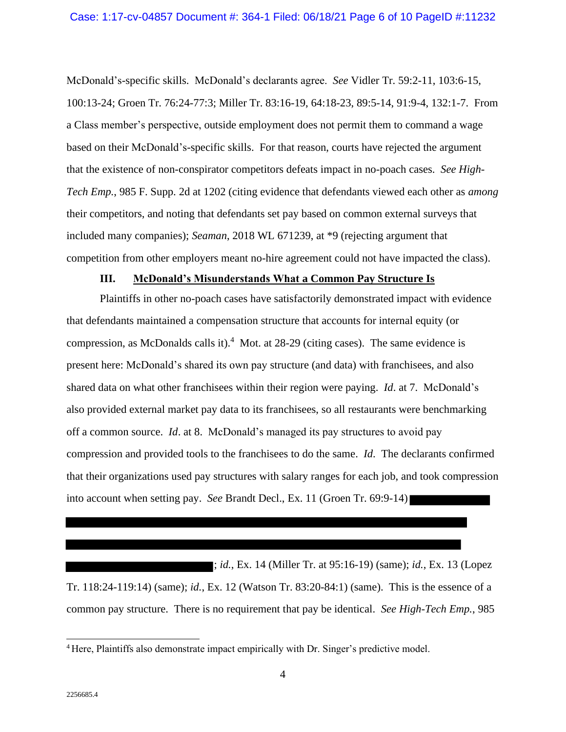McDonald's-specific skills. McDonald's declarants agree. *See* Vidler Tr. 59:2-11, 103:6-15, 100:13-24; Groen Tr. 76:24-77:3; Miller Tr. 83:16-19, 64:18-23, 89:5-14, 91:9-4, 132:1-7. From a Class member's perspective, outside employment does not permit them to command a wage based on their McDonald's-specific skills. For that reason, courts have rejected the argument that the existence of non-conspirator competitors defeats impact in no-poach cases. *See High-Tech Emp.*, 985 F. Supp. 2d at 1202 (citing evidence that defendants viewed each other as *among* their competitors, and noting that defendants set pay based on common external surveys that included many companies); *Seaman*, 2018 WL 671239, at *9 (rejecting argument that competition from other employers meant no-hire agreement could not have impacted the class).

### III. McDonald's Misunderstands What a Common Pay Structure Is

Plaintiffs in other no-poach cases have satisfactorily demonstrated impact with evidence that defendants maintained a compensation structure that accounts for internal equity (or compression, as McDonalds calls it).[4] Mot. at 28-29 (citing cases). The same evidence is present here: McDonald's shared its own pay structure (and data) with franchisees, and also shared data on what other franchisees within their region were paying. *Id*. at 7. McDonald's also provided external market pay data to its franchisees, so all restaurants were benchmarking off a common source. *Id*. at 8. McDonald's managed its pay structures to avoid pay compression and provided tools to the franchisees to do the same. *Id*. The declarants confirmed that their organizations used pay structures with salary ranges for each job, and took compression into account when setting pay. *See* Brandt Decl., Ex. 11 (Groen Tr. 69:9-14) [REDACTED]; *id.*, Ex. 14 (Miller Tr. at 95:16-19) (same); *id.*, Ex. 13 (Lopez Tr. 118:24-119:14) (same); *id.*, Ex. 12 (Watson Tr. 83:20-84:1) (same). This is the essence of a common pay structure. There is no requirement that pay be identical. *See High-Tech Emp.*, 985

[4] Here, Plaintiffs also demonstrate impact empirically with Dr. Singer's predictive model.

2256685.4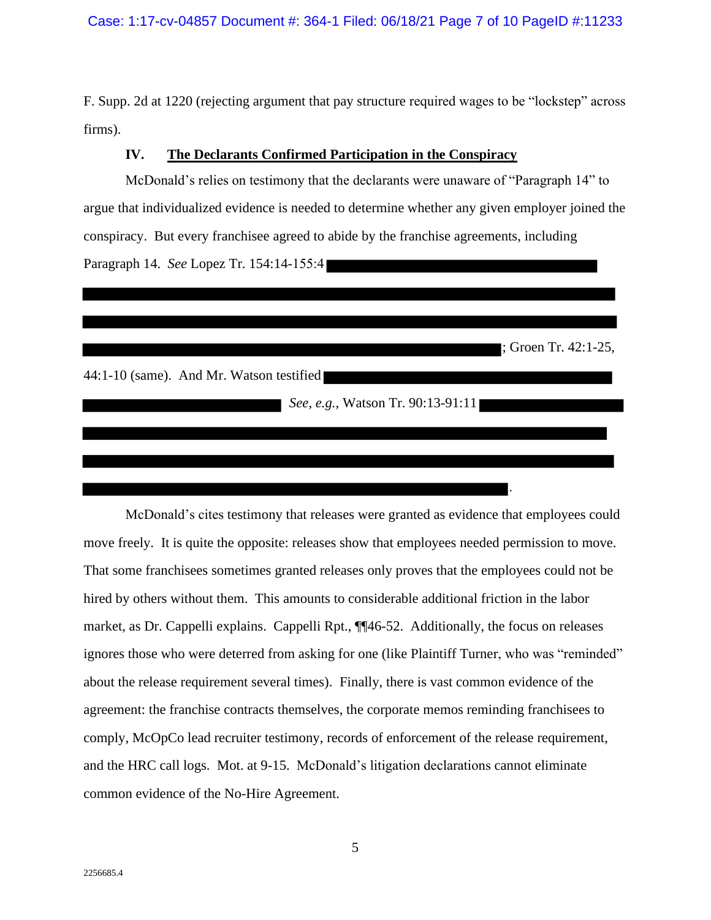F. Supp. 2d at 1220 (rejecting argument that pay structure required wages to be "lockstep" across firms).

## IV. The Declarants Confirmed Participation in the Conspiracy

McDonald's relies on testimony that the declarants were unaware of "Paragraph 14" to argue that individualized evidence is needed to determine whether any given employer joined the conspiracy. But every franchisee agreed to abide by the franchise agreements, including Paragraph 14. *See* Lopez Tr. 154:14-155:4 [REDACTED]; Groen Tr. 42:1-25, 44:1-10 (same). And Mr. Watson testified [REDACTED] *See*, *e.g.*, Watson Tr. 90:13-91:11 [REDACTED].

McDonald's cites testimony that releases were granted as evidence that employees could move freely. It is quite the opposite: releases show that employees needed permission to move. That some franchisees sometimes granted releases only proves that the employees could not be hired by others without them. This amounts to considerable additional friction in the labor market, as Dr. Cappelli explains. Cappelli Rpt., ¶¶46-52. Additionally, the focus on releases ignores those who were deterred from asking for one (like Plaintiff Turner, who was "reminded" about the release requirement several times). Finally, there is vast common evidence of the agreement: the franchise contracts themselves, the corporate memos reminding franchisees to comply, McOpCo lead recruiter testimony, records of enforcement of the release requirement, and the HRC call logs. Mot. at 9-15. McDonald's litigation declarations cannot eliminate common evidence of the No-Hire Agreement.

2256685.4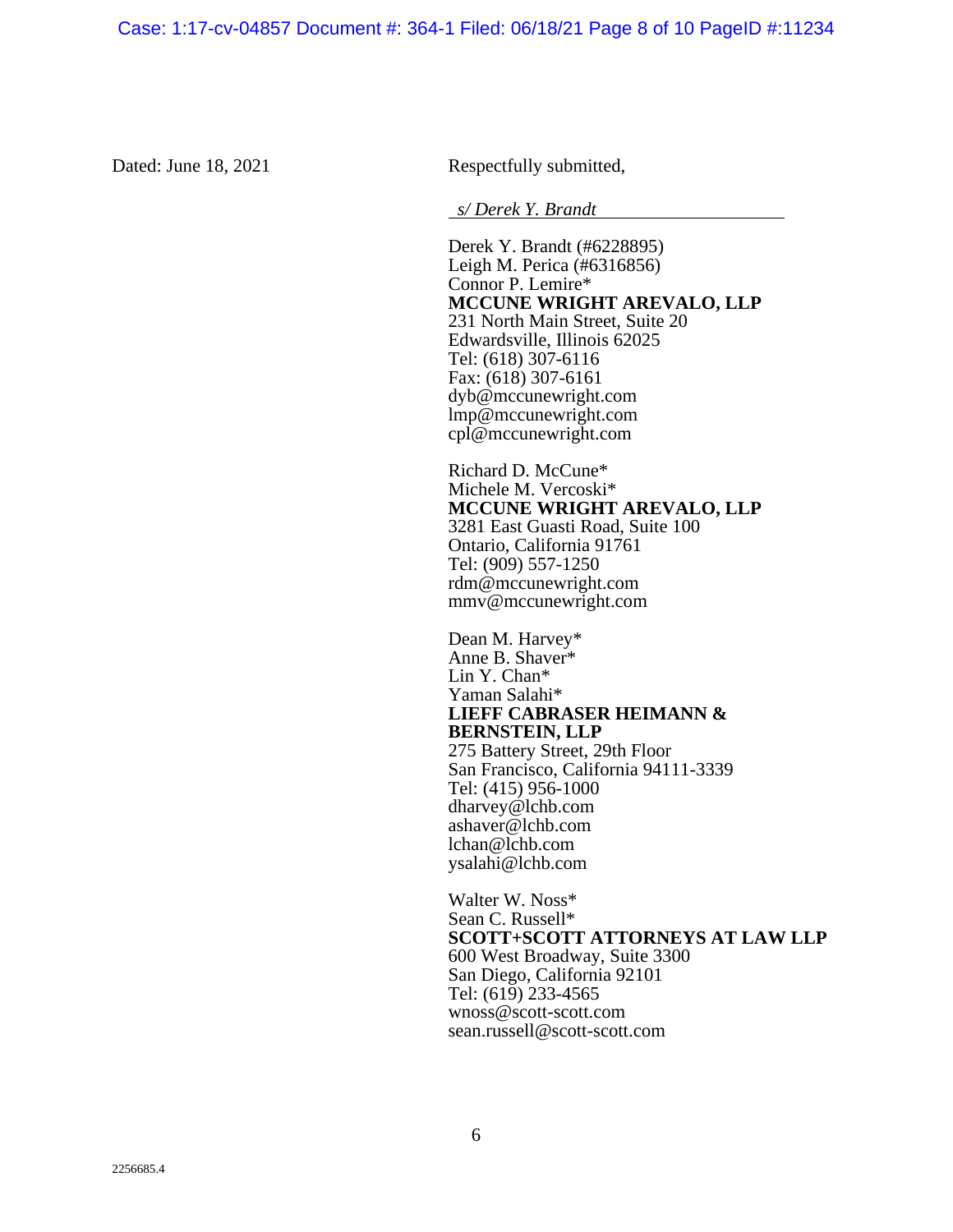Dated: June 18, 2021

Respectfully submitted,

*s/ Derek Y. Brandt*

Derek Y. Brandt (#6228895)
Leigh M. Perica (#6316856)
Connor P. Lemire*
**MCCUNE WRIGHT AREVALO, LLP**
231 North Main Street, Suite 20
Edwardsville, Illinois 62025
Tel: (618) 307-6116
Fax: (618) 307-6161
dyb@mccunewright.com
lmp@mccunewright.com
cpl@mccunewright.com

Richard D. McCune*
Michele M. Vercoski*
**MCCUNE WRIGHT AREVALO, LLP**
3281 East Guasti Road, Suite 100
Ontario, California 91761
Tel: (909) 557-1250
rdm@mccunewright.com
mmv@mccunewright.com

Dean M. Harvey*
Anne B. Shaver*
Lin Y. Chan*
Yaman Salahi*
**LIEFF CABRASER HEIMANN & BERNSTEIN, LLP**
275 Battery Street, 29th Floor
San Francisco, California 94111-3339
Tel: (415) 956-1000
dharvey@lchb.com
ashaver@lchb.com
lchan@lchb.com
ysalahi@lchb.com

Walter W. Noss*
Sean C. Russell*
**SCOTT+SCOTT ATTORNEYS AT LAW LLP**
600 West Broadway, Suite 3300
San Diego, California 92101
Tel: (619) 233-4565
wnoss@scott-scott.com
sean.russell@scott-scott.com

2256685.4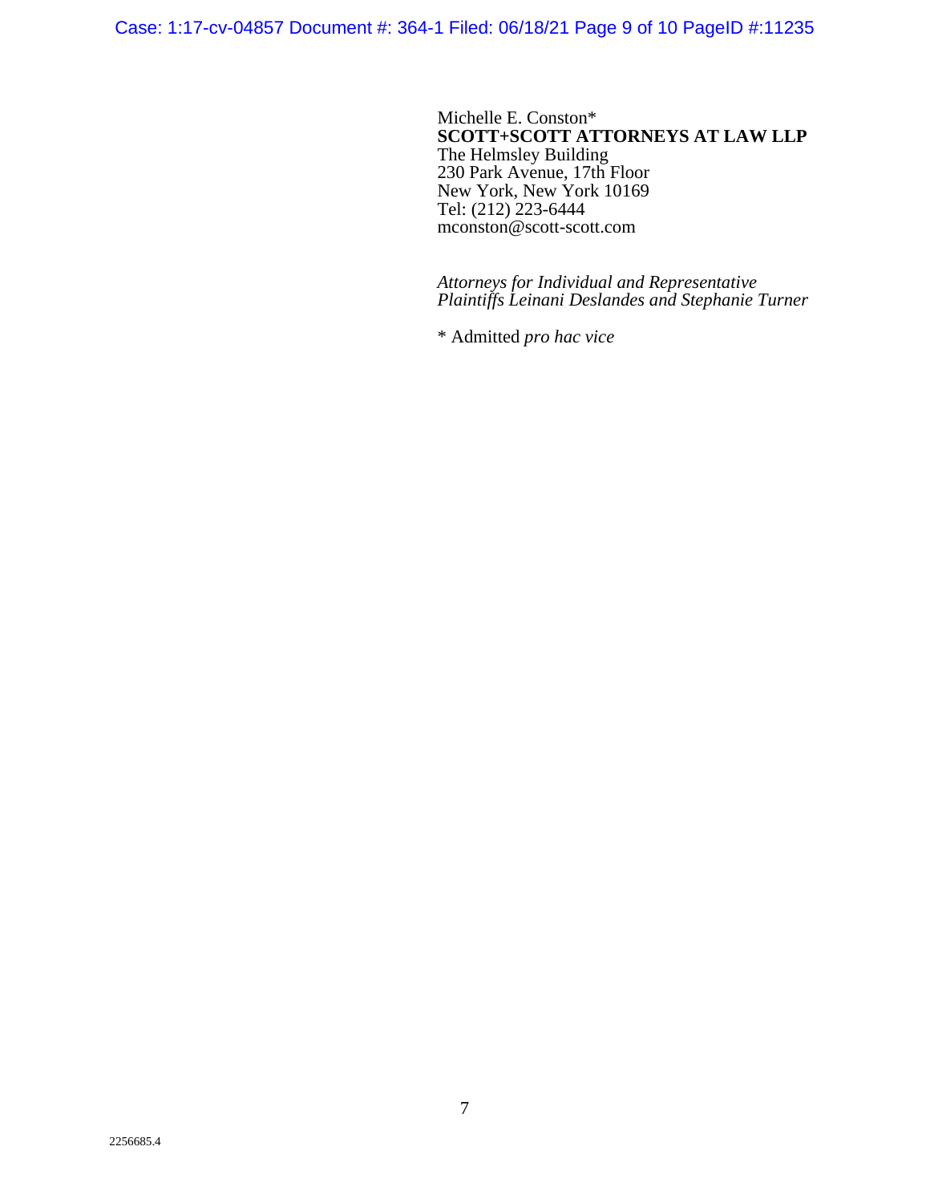Michelle E. Conston*
**SCOTT+SCOTT ATTORNEYS AT LAW LLP**
The Helmsley Building
230 Park Avenue, 17th Floor
New York, New York 10169
Tel: (212) 223-6444
mconston@scott-scott.com

*Attorneys for Individual and Representative Plaintiffs Leinani Deslandes and Stephanie Turner*

* Admitted *pro hac vice*

2256685.4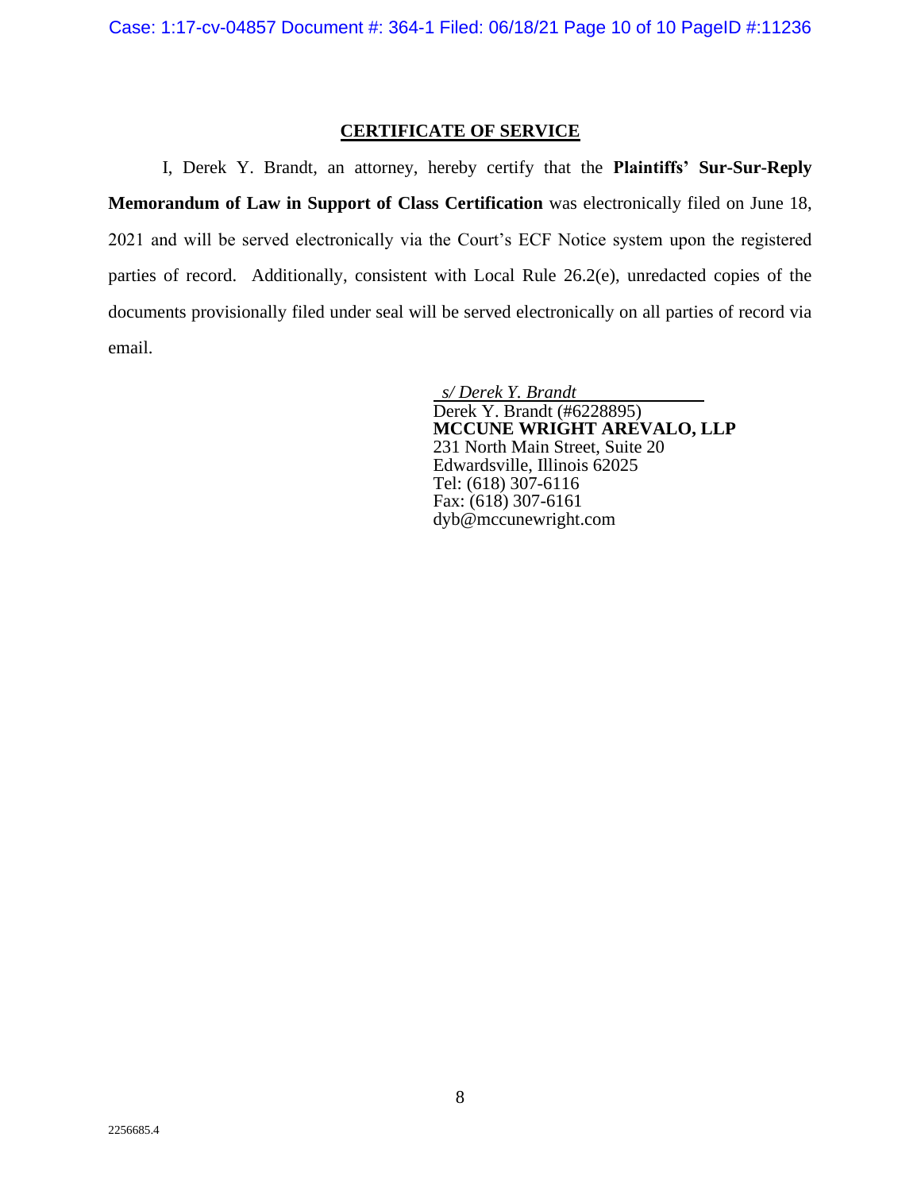## CERTIFICATE OF SERVICE

I, Derek Y. Brandt, an attorney, hereby certify that the **Plaintiffs' Sur-Sur-Reply Memorandum of Law in Support of Class Certification** was electronically filed on June 18, 2021 and will be served electronically via the Court's ECF Notice system upon the registered parties of record. Additionally, consistent with Local Rule 26.2(e), unredacted copies of the documents provisionally filed under seal will be served electronically on all parties of record via email.

*s/ Derek Y. Brandt*
Derek Y. Brandt (#6228895)
**MCCUNE WRIGHT AREVALO, LLP**
231 North Main Street, Suite 20
Edwardsville, Illinois 62025
Tel: (618) 307-6116
Fax: (618) 307-6161
dyb@mccunewright.com

2256685.4